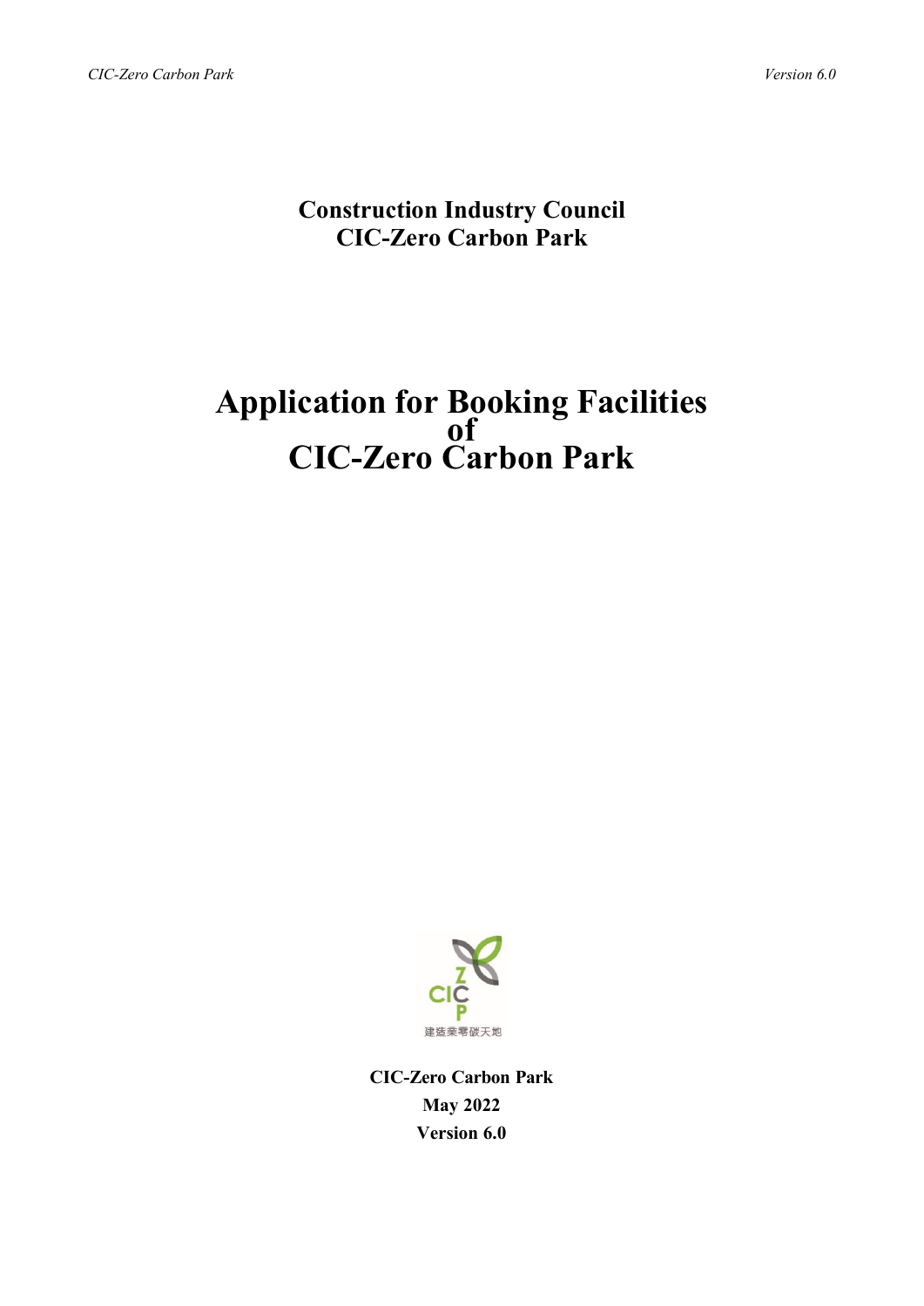**Construction Industry Council**
**CIC-Zero Carbon Park**

# Application for Booking Facilities of CIC-Zero Carbon Park

**CIC-Zero Carbon Park**
**May 2022**
**Version 6.0**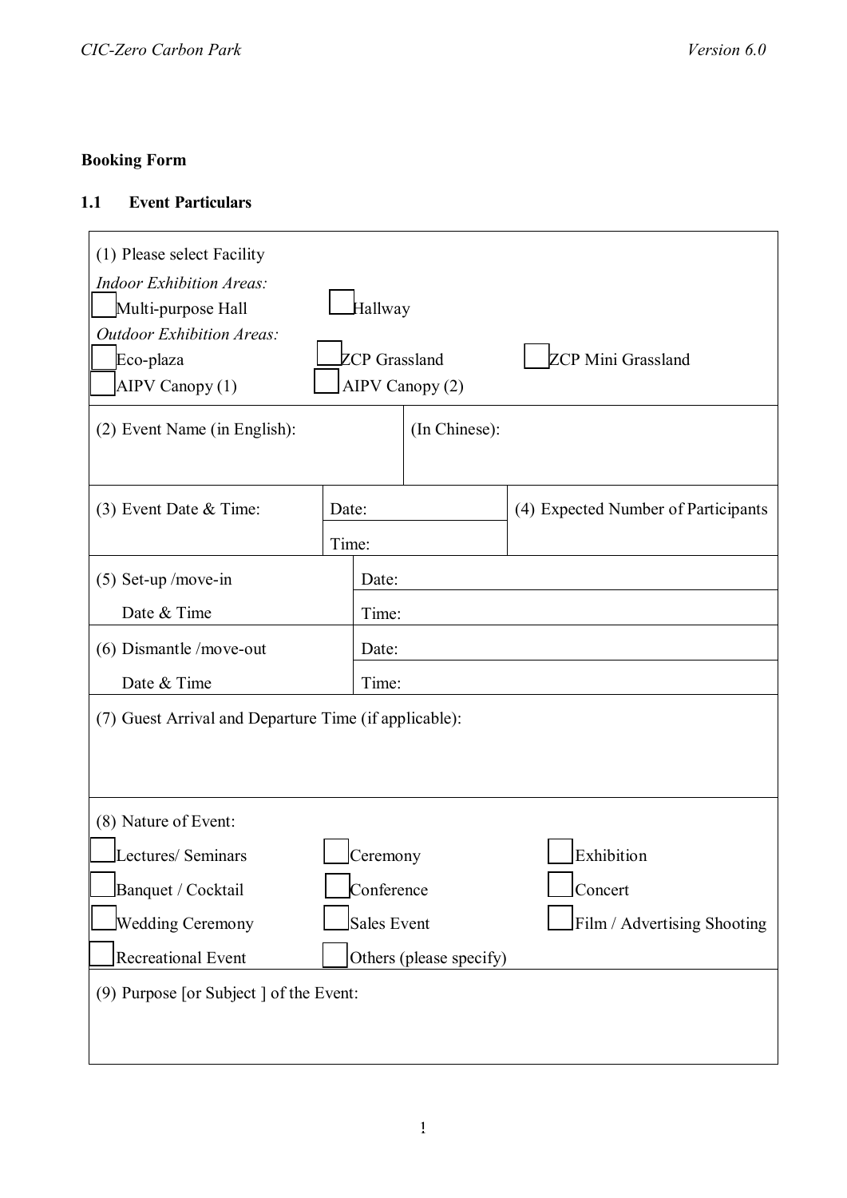**Booking Form**

### 1.1 Event Particulars

(1) Please select Facility

*Indoor Exhibition Areas:*

☐ Multi-purpose Hall ☐ Hallway

*Outdoor Exhibition Areas:*

☐ Eco-plaza ☐ ZCP Grassland ☐ ZCP Mini Grassland

☐ AIPV Canopy (1) ☐ AIPV Canopy (2)

| (2) Event Name (in English): | | (In Chinese): | |
|---|---|---|---|
| (3) Event Date & Time: | Date: | | (4) Expected Number of Participants |
| | Time: | | |
| (5) Set-up /move-in Date & Time | Date: | | |
| | Time: | | |
| (6) Dismantle /move-out Date & Time | Date: | | |
| | Time: | | |

(7) Guest Arrival and Departure Time (if applicable):

(8) Nature of Event:

☐ Lectures/ Seminars ☐ Ceremony ☐ Exhibition

☐ Banquet / Cocktail ☐ Conference ☐ Concert

☐ Wedding Ceremony ☐ Sales Event ☐ Film / Advertising Shooting

☐ Recreational Event ☐ Others (please specify)

(9) Purpose [or Subject ] of the Event: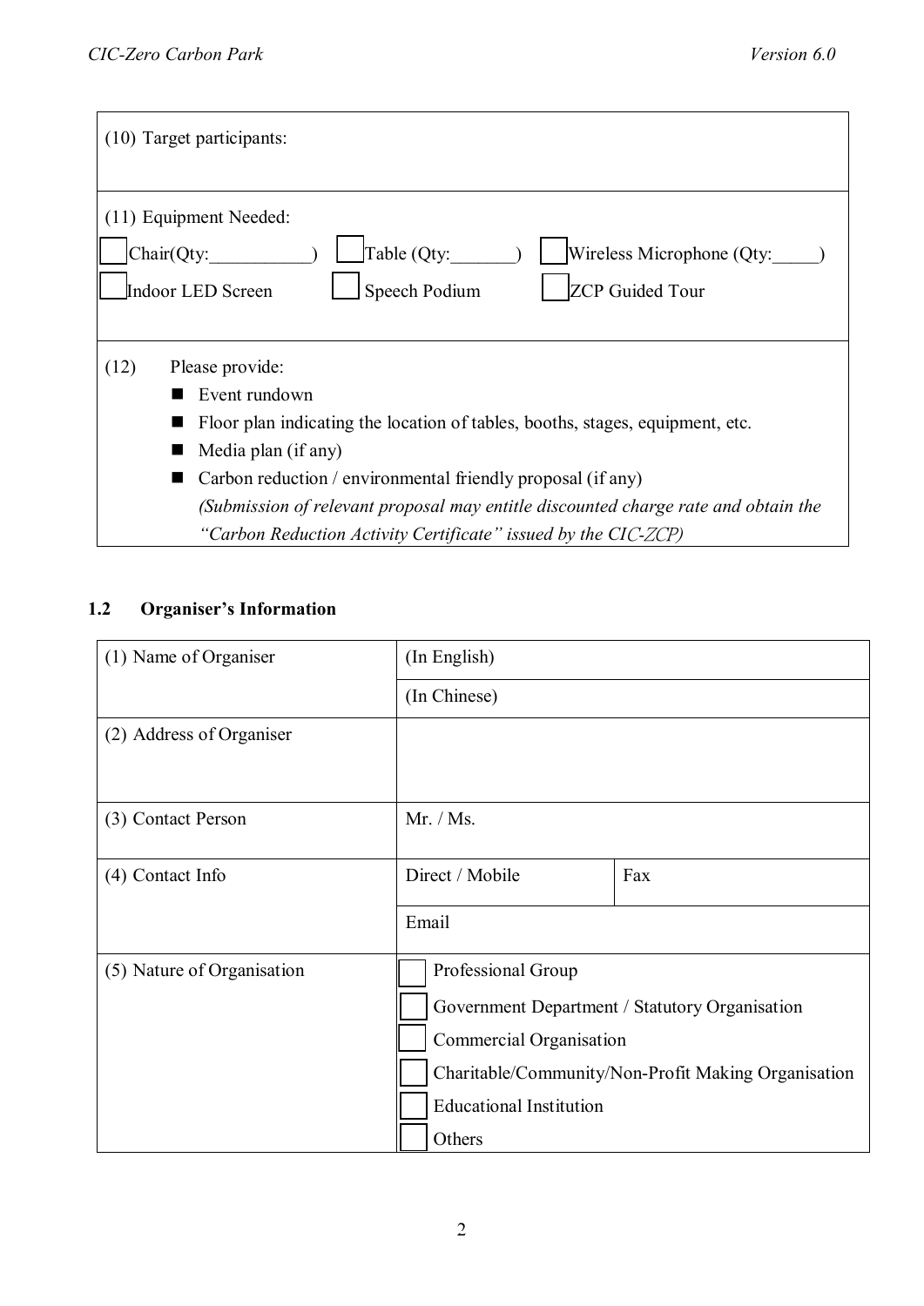| (10) Target participants: |
|---|
| (11) Equipment Needed:<br>☐ Chair(Qty:___________) ☐ Table (Qty:_______) ☐ Wireless Microphone (Qty:_____)<br>☐ Indoor LED Screen ☐ Speech Podium ☐ ZCP Guided Tour |
| (12) Please provide:<br>■ Event rundown<br>■ Floor plan indicating the location of tables, booths, stages, equipment, etc.<br>■ Media plan (if any)<br>■ Carbon reduction / environmental friendly proposal (if any)<br>*(Submission of relevant proposal may entitle discounted charge rate and obtain the "Carbon Reduction Activity Certificate" issued by the CIC-ZCP)* |

### 1.2 Organiser's Information

| | | |
|---|---|---|
| (1) Name of Organiser | (In English) | |
| | (In Chinese) | |
| (2) Address of Organiser | | |
| (3) Contact Person | Mr. / Ms. | |
| (4) Contact Info | Direct / Mobile | Fax |
| | Email | |
| (5) Nature of Organisation | ☐ Professional Group<br>☐ Government Department / Statutory Organisation<br>☐ Commercial Organisation<br>☐ Charitable/Community/Non-Profit Making Organisation<br>☐ Educational Institution<br>☐ Others | |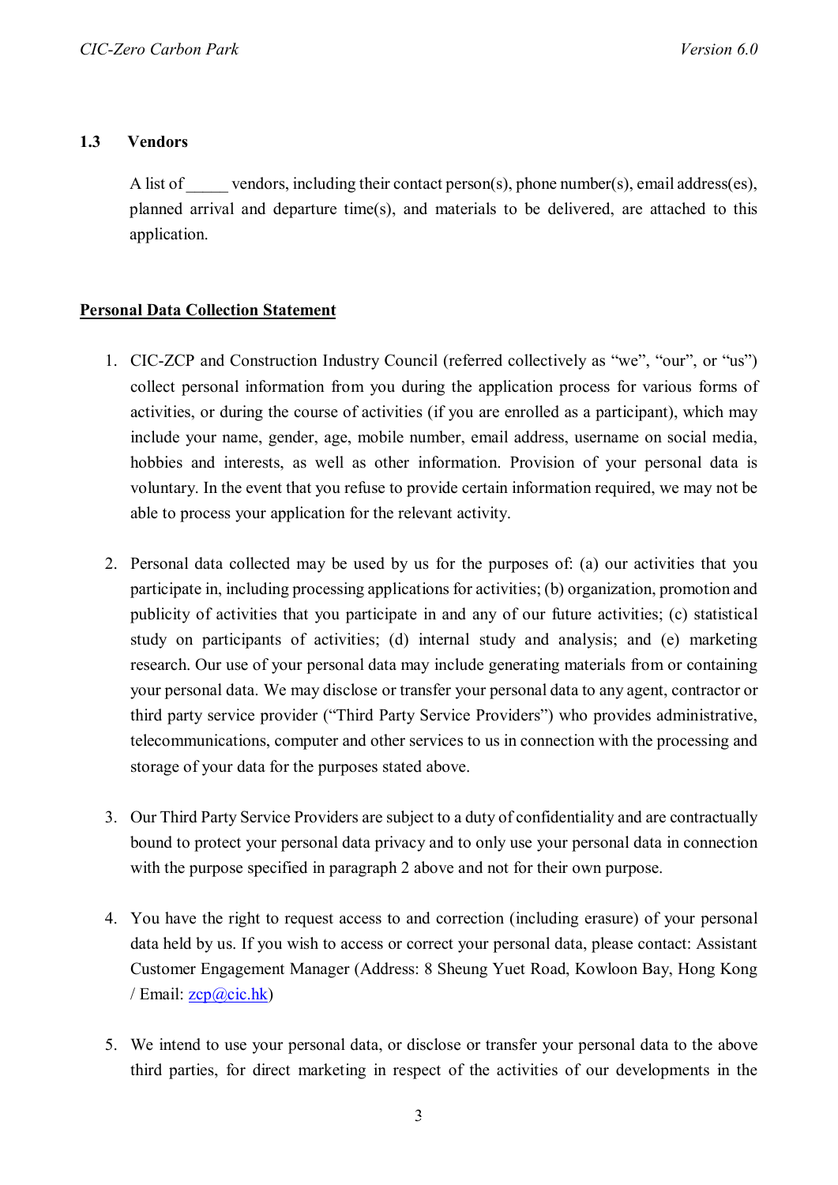### 1.3 Vendors

A list of _____ vendors, including their contact person(s), phone number(s), email address(es), planned arrival and departure time(s), and materials to be delivered, are attached to this application.

**Personal Data Collection Statement**

1. CIC-ZCP and Construction Industry Council (referred collectively as "we", "our", or "us") collect personal information from you during the application process for various forms of activities, or during the course of activities (if you are enrolled as a participant), which may include your name, gender, age, mobile number, email address, username on social media, hobbies and interests, as well as other information. Provision of your personal data is voluntary. In the event that you refuse to provide certain information required, we may not be able to process your application for the relevant activity.

2. Personal data collected may be used by us for the purposes of: (a) our activities that you participate in, including processing applications for activities; (b) organization, promotion and publicity of activities that you participate in and any of our future activities; (c) statistical study on participants of activities; (d) internal study and analysis; and (e) marketing research. Our use of your personal data may include generating materials from or containing your personal data. We may disclose or transfer your personal data to any agent, contractor or third party service provider ("Third Party Service Providers") who provides administrative, telecommunications, computer and other services to us in connection with the processing and storage of your data for the purposes stated above.

3. Our Third Party Service Providers are subject to a duty of confidentiality and are contractually bound to protect your personal data privacy and to only use your personal data in connection with the purpose specified in paragraph 2 above and not for their own purpose.

4. You have the right to request access to and correction (including erasure) of your personal data held by us. If you wish to access or correct your personal data, please contact: Assistant Customer Engagement Manager (Address: 8 Sheung Yuet Road, Kowloon Bay, Hong Kong / Email: zcp@cic.hk)

5. We intend to use your personal data, or disclose or transfer your personal data to the above third parties, for direct marketing in respect of the activities of our developments in the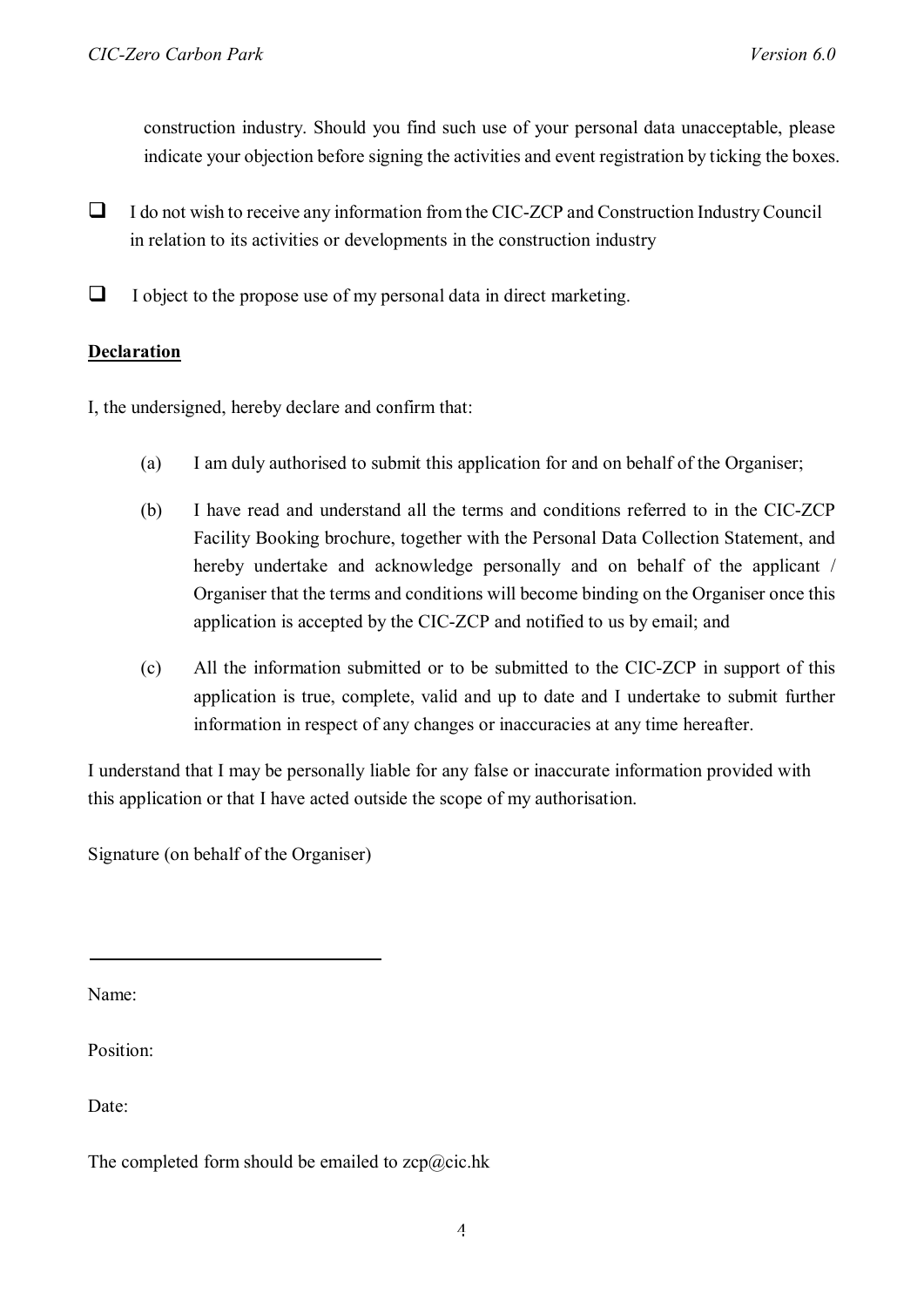construction industry. Should you find such use of your personal data unacceptable, please indicate your objection before signing the activities and event registration by ticking the boxes.

- ☐ I do not wish to receive any information from the CIC-ZCP and Construction Industry Council in relation to its activities or developments in the construction industry

- ☐ I object to the propose use of my personal data in direct marketing.

**Declaration**

I, the undersigned, hereby declare and confirm that:

(a) I am duly authorised to submit this application for and on behalf of the Organiser;

(b) I have read and understand all the terms and conditions referred to in the CIC-ZCP Facility Booking brochure, together with the Personal Data Collection Statement, and hereby undertake and acknowledge personally and on behalf of the applicant / Organiser that the terms and conditions will become binding on the Organiser once this application is accepted by the CIC-ZCP and notified to us by email; and

(c) All the information submitted or to be submitted to the CIC-ZCP in support of this application is true, complete, valid and up to date and I undertake to submit further information in respect of any changes or inaccuracies at any time hereafter.

I understand that I may be personally liable for any false or inaccurate information provided with this application or that I have acted outside the scope of my authorisation.

Signature (on behalf of the Organiser)

\_\_\_\_\_\_\_\_\_\_\_\_\_\_\_\_\_\_\_\_\_\_\_\_\_\_\_\_\_\_

Name:

Position:

Date:

The completed form should be emailed to zcp@cic.hk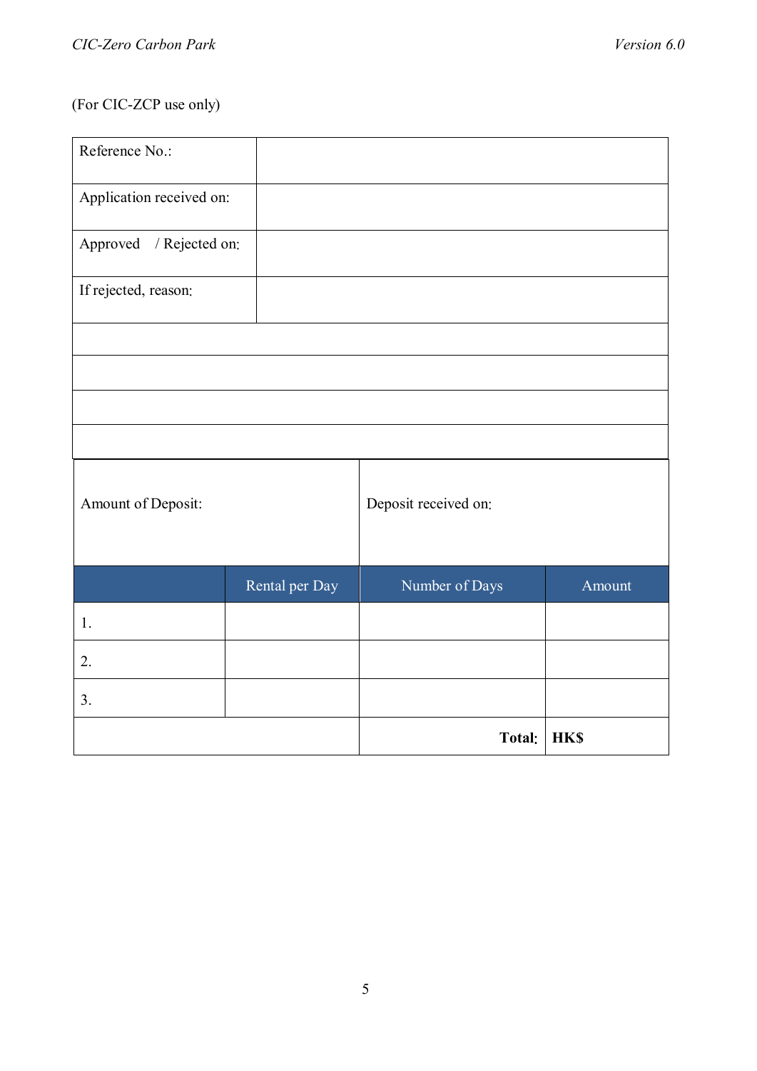(For CIC-ZCP use only)

| | |
|---|---|
| Reference No.: | |
| Application received on: | |
| Approved / Rejected on: | |
| If rejected, reason: | |
| | |
| | |
| | |
| | |

| | | | |
|---|---|---|---|
| Amount of Deposit: | | Deposit received on: | |
| | Rental per Day | Number of Days | Amount |
| 1. | | | |
| 2. | | | |
| 3. | | | |
| | | **Total:** | **HK$** |